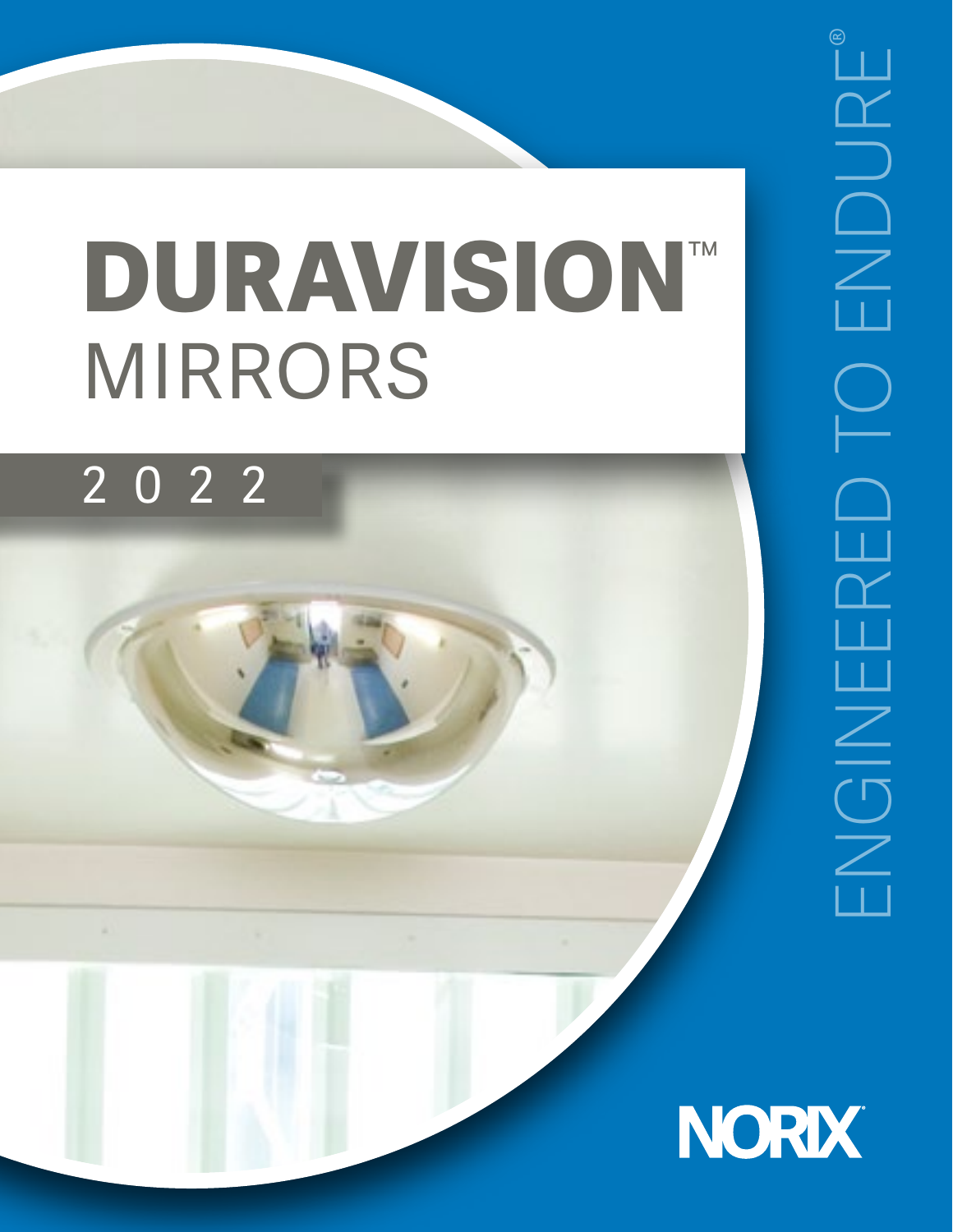# DURAVISION™ MIRRORS

2022

ENGINEERED TO ENDURE®

NORIX®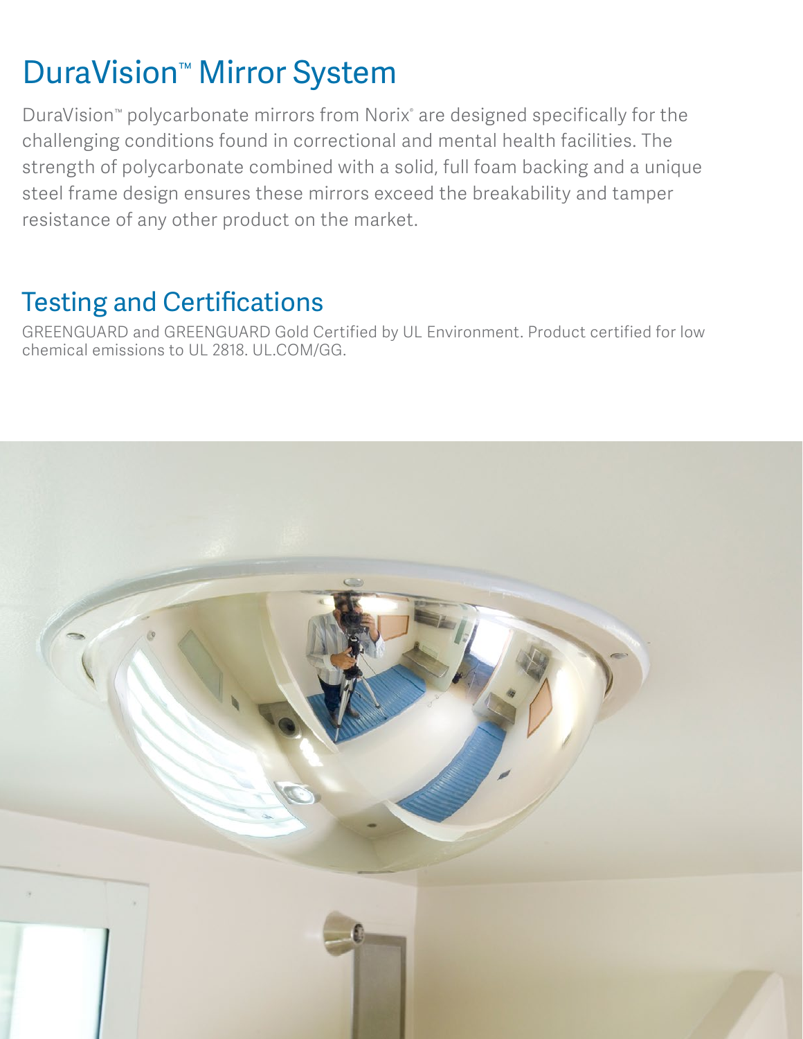# DuraVision™ Mirror System

DuraVision™ polycarbonate mirrors from Norix® are designed specifically for the challenging conditions found in correctional and mental health facilities. The strength of polycarbonate combined with a solid, full foam backing and a unique steel frame design ensures these mirrors exceed the breakability and tamper resistance of any other product on the market.

## Testing and Certifications

GREENGUARD and GREENGUARD Gold Certified by UL Environment. Product certified for low chemical emissions to UL 2818. UL.COM/GG.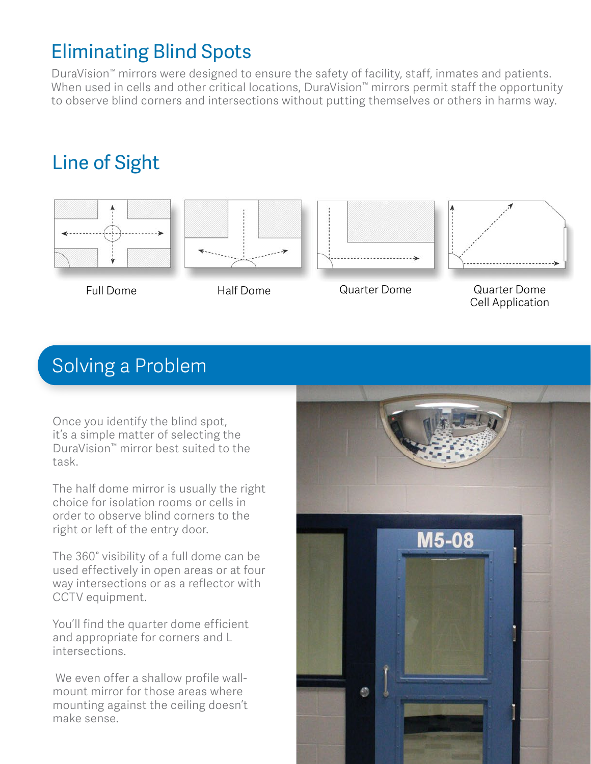## Eliminating Blind Spots

DuraVision™ mirrors were designed to ensure the safety of facility, staff, inmates and patients. When used in cells and other critical locations, DuraVision™ mirrors permit staff the opportunity to observe blind corners and intersections without putting themselves or others in harms way.

## Line of Sight

Full Dome

Half Dome

Quarter Dome

Quarter Dome Cell Application

## Solving a Problem

Once you identify the blind spot, it's a simple matter of selecting the DuraVision™ mirror best suited to the task.

The half dome mirror is usually the right choice for isolation rooms or cells in order to observe blind corners to the right or left of the entry door.

The 360° visibility of a full dome can be used effectively in open areas or at four way intersections or as a reflector with CCTV equipment.

You'll find the quarter dome efficient and appropriate for corners and L intersections.

We even offer a shallow profile wall-mount mirror for those areas where mounting against the ceiling doesn't make sense.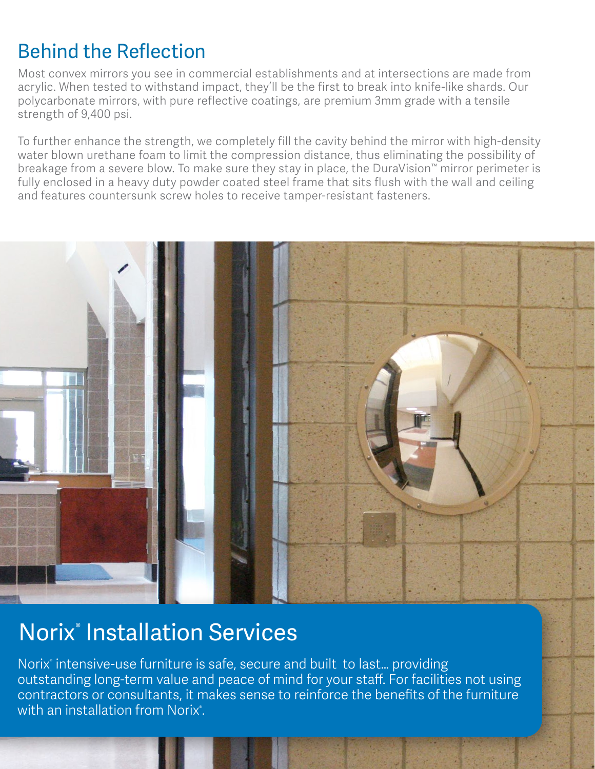## Behind the Reflection

Most convex mirrors you see in commercial establishments and at intersections are made from acrylic. When tested to withstand impact, they'll be the first to break into knife-like shards. Our polycarbonate mirrors, with pure reflective coatings, are premium 3mm grade with a tensile strength of 9,400 psi.

To further enhance the strength, we completely fill the cavity behind the mirror with high-density water blown urethane foam to limit the compression distance, thus eliminating the possibility of breakage from a severe blow. To make sure they stay in place, the DuraVision™ mirror perimeter is fully enclosed in a heavy duty powder coated steel frame that sits flush with the wall and ceiling and features countersunk screw holes to receive tamper-resistant fasteners.

## Norix® Installation Services

Norix® intensive-use furniture is safe, secure and built to last… providing outstanding long-term value and peace of mind for your staff. For facilities not using contractors or consultants, it makes sense to reinforce the benefits of the furniture with an installation from Norix®.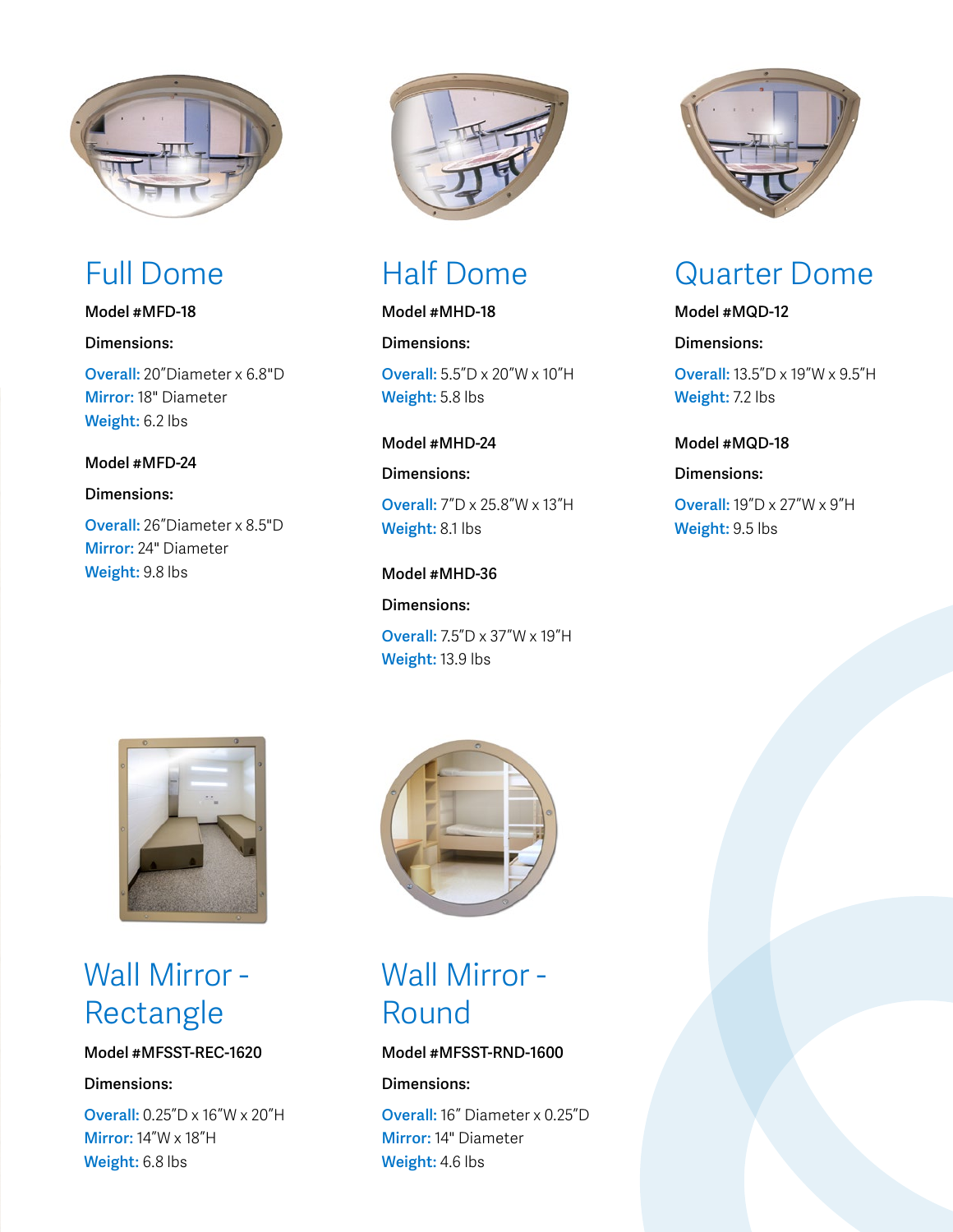## Full Dome

**Model #MFD-18**

**Dimensions:**

**Overall:** 20"Diameter x 6.8"D
**Mirror:** 18" Diameter
**Weight:** 6.2 lbs

**Model #MFD-24**

**Dimensions:**

**Overall:** 26"Diameter x 8.5"D
**Mirror:** 24" Diameter
**Weight:** 9.8 lbs

## Half Dome

**Model #MHD-18**

**Dimensions:**

**Overall:** 5.5"D x 20"W x 10"H
**Weight:** 5.8 lbs

**Model #MHD-24**

**Dimensions:**

**Overall:** 7"D x 25.8"W x 13"H
**Weight:** 8.1 lbs

**Model #MHD-36**

**Dimensions:**

**Overall:** 7.5"D x 37"W x 19"H
**Weight:** 13.9 lbs

## Quarter Dome

**Model #MQD-12**

**Dimensions:**

**Overall:** 13.5"D x 19"W x 9.5"H
**Weight:** 7.2 lbs

**Model #MQD-18**

**Dimensions:**

**Overall:** 19"D x 27"W x 9"H
**Weight:** 9.5 lbs

## Wall Mirror - Rectangle

**Model #MFSST-REC-1620**

**Dimensions:**

**Overall:** 0.25"D x 16"W x 20"H
**Mirror:** 14"W x 18"H
**Weight:** 6.8 lbs

## Wall Mirror - Round

**Model #MFSST-RND-1600**

**Dimensions:**

**Overall:** 16" Diameter x 0.25"D
**Mirror:** 14" Diameter
**Weight:** 4.6 lbs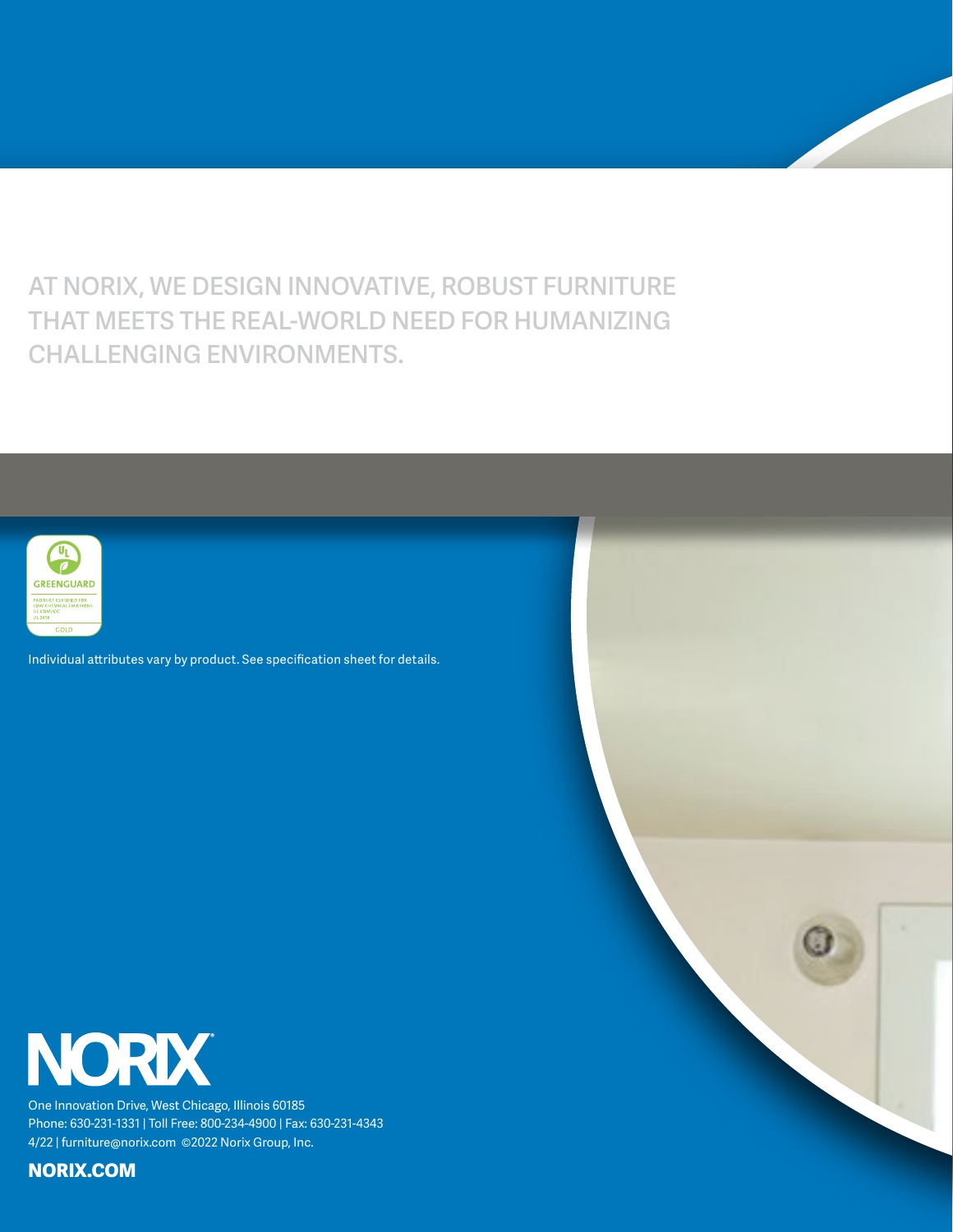AT NORIX, WE DESIGN INNOVATIVE, ROBUST FURNITURE THAT MEETS THE REAL-WORLD NEED FOR HUMANIZING CHALLENGING ENVIRONMENTS.

GREENGUARD
PRODUCT CERTIFIED FOR LOW CHEMICAL EMISSIONS
UL.COM/GG
UL 2818
GOLD

Individual attributes vary by product. See specification sheet for details.

NORIX

One Innovation Drive, West Chicago, Illinois 60185
Phone: 630-231-1331 | Toll Free: 800-234-4900 | Fax: 630-231-4343
4/22 | furniture@norix.com ©2022 Norix Group, Inc.

**NORIX.COM**